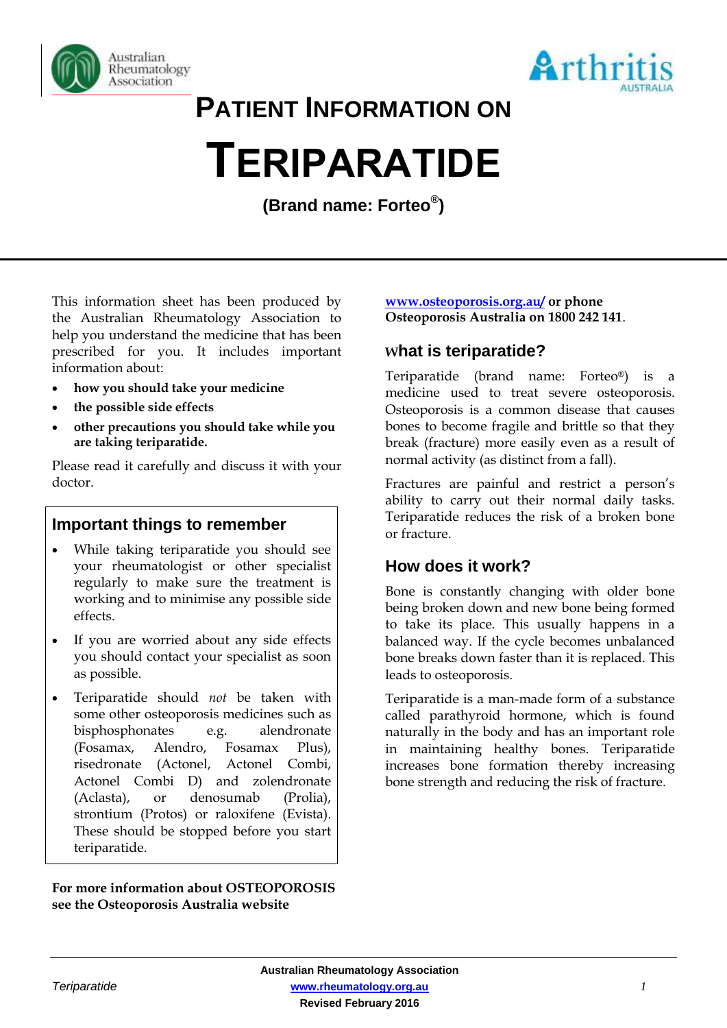# PATIENT INFORMATION ON

# TERIPARATIDE

**(Brand name: Forteo®)**

This information sheet has been produced by the Australian Rheumatology Association to help you understand the medicine that has been prescribed for you. It includes important information about:

- **how you should take your medicine**
- **the possible side effects**
- **other precautions you should take while you are taking teriparatide.**

Please read it carefully and discuss it with your doctor.

## Important things to remember

- While taking teriparatide you should see your rheumatologist or other specialist regularly to make sure the treatment is working and to minimise any possible side effects.
- If you are worried about any side effects you should contact your specialist as soon as possible.
- Teriparatide should *not* be taken with some other osteoporosis medicines such as bisphosphonates e.g. alendronate (Fosamax, Alendro, Fosamax Plus), risedronate (Actonel, Actonel Combi, Actonel Combi D) and zolendronate (Aclasta), or denosumab (Prolia), strontium (Protos) or raloxifene (Evista). These should be stopped before you start teriparatide.

**For more information about OSTEOPOROSIS see the Osteoporosis Australia website www.osteoporosis.org.au/ or phone Osteoporosis Australia on 1800 242 141**.

## What is teriparatide?

Teriparatide (brand name: Forteo®) is a medicine used to treat severe osteoporosis. Osteoporosis is a common disease that causes bones to become fragile and brittle so that they break (fracture) more easily even as a result of normal activity (as distinct from a fall).

Fractures are painful and restrict a person's ability to carry out their normal daily tasks. Teriparatide reduces the risk of a broken bone or fracture.

## How does it work?

Bone is constantly changing with older bone being broken down and new bone being formed to take its place. This usually happens in a balanced way. If the cycle becomes unbalanced bone breaks down faster than it is replaced. This leads to osteoporosis.

Teriparatide is a man-made form of a substance called parathyroid hormone, which is found naturally in the body and has an important role in maintaining healthy bones. Teriparatide increases bone formation thereby increasing bone strength and reducing the risk of fracture.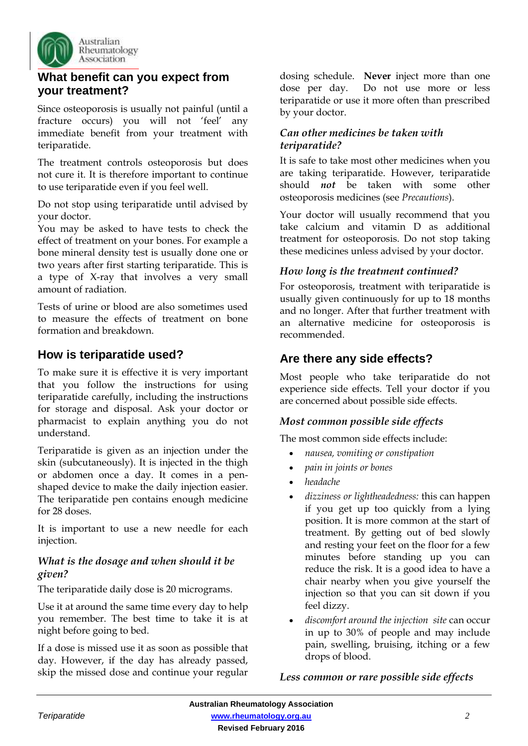## What benefit can you expect from your treatment?

Since osteoporosis is usually not painful (until a fracture occurs) you will not 'feel' any immediate benefit from your treatment with teriparatide.

The treatment controls osteoporosis but does not cure it. It is therefore important to continue to use teriparatide even if you feel well.

Do not stop using teriparatide until advised by your doctor.
You may be asked to have tests to check the effect of treatment on your bones. For example a bone mineral density test is usually done one or two years after first starting teriparatide. This is a type of X-ray that involves a very small amount of radiation.

Tests of urine or blood are also sometimes used to measure the effects of treatment on bone formation and breakdown.

## How is teriparatide used?

To make sure it is effective it is very important that you follow the instructions for using teriparatide carefully, including the instructions for storage and disposal. Ask your doctor or pharmacist to explain anything you do not understand.

Teriparatide is given as an injection under the skin (subcutaneously). It is injected in the thigh or abdomen once a day. It comes in a pen-shaped device to make the daily injection easier. The teriparatide pen contains enough medicine for 28 doses.

It is important to use a new needle for each injection.

### *What is the dosage and when should it be given?*

The teriparatide daily dose is 20 micrograms.

Use it at around the same time every day to help you remember. The best time to take it is at night before going to bed.

If a dose is missed use it as soon as possible that day. However, if the day has already passed, skip the missed dose and continue your regular dosing schedule. **Never** inject more than one dose per day. Do not use more or less teriparatide or use it more often than prescribed by your doctor.

### *Can other medicines be taken with teriparatide?*

It is safe to take most other medicines when you are taking teriparatide. However, teriparatide should ***not*** be taken with some other osteoporosis medicines (see *Precautions*).

Your doctor will usually recommend that you take calcium and vitamin D as additional treatment for osteoporosis. Do not stop taking these medicines unless advised by your doctor.

### *How long is the treatment continued?*

For osteoporosis, treatment with teriparatide is usually given continuously for up to 18 months and no longer. After that further treatment with an alternative medicine for osteoporosis is recommended.

## Are there any side effects?

Most people who take teriparatide do not experience side effects. Tell your doctor if you are concerned about possible side effects.

### *Most common possible side effects*

The most common side effects include:

- *nausea, vomiting or constipation*
- *pain in joints or bones*
- *headache*
- *dizziness or lightheadedness:* this can happen if you get up too quickly from a lying position. It is more common at the start of treatment. By getting out of bed slowly and resting your feet on the floor for a few minutes before standing up you can reduce the risk. It is a good idea to have a chair nearby when you give yourself the injection so that you can sit down if you feel dizzy.
- *discomfort around the injection site* can occur in up to 30% of people and may include pain, swelling, bruising, itching or a few drops of blood.

### *Less common or rare possible side effects*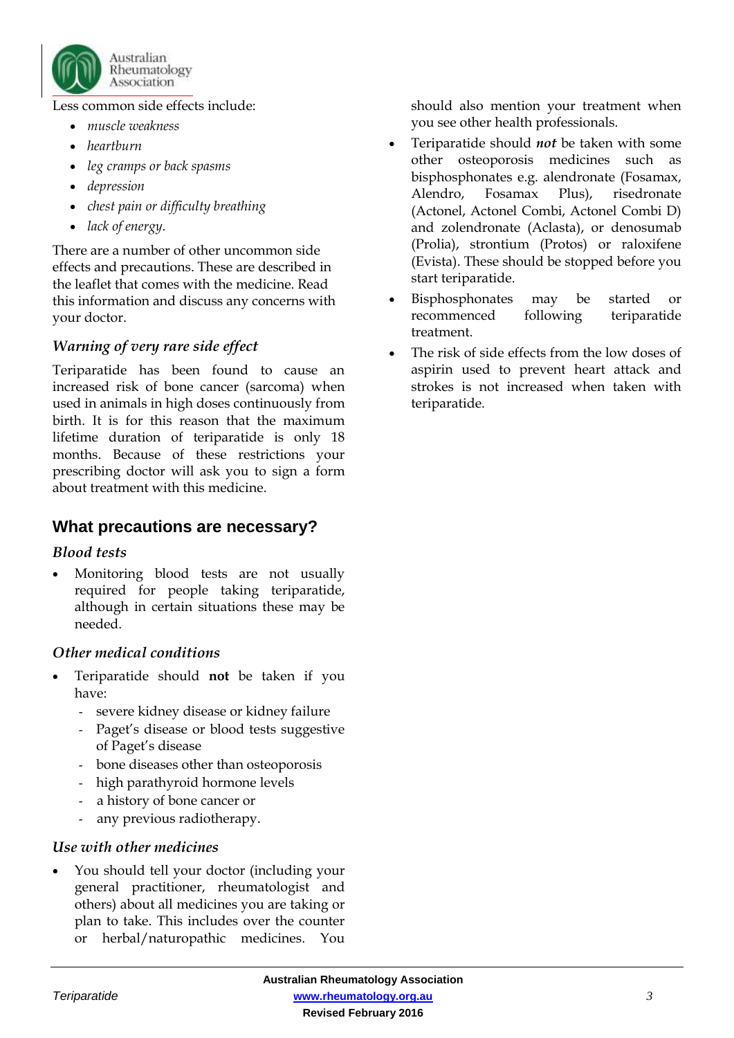Less common side effects include:

- *muscle weakness*
- *heartburn*
- *leg cramps or back spasms*
- *depression*
- *chest pain or difficulty breathing*
- *lack of energy.*

There are a number of other uncommon side effects and precautions. These are described in the leaflet that comes with the medicine. Read this information and discuss any concerns with your doctor.

### *Warning of very rare side effect*

Teriparatide has been found to cause an increased risk of bone cancer (sarcoma) when used in animals in high doses continuously from birth. It is for this reason that the maximum lifetime duration of teriparatide is only 18 months. Because of these restrictions your prescribing doctor will ask you to sign a form about treatment with this medicine.

## What precautions are necessary?

### *Blood tests*

- Monitoring blood tests are not usually required for people taking teriparatide, although in certain situations these may be needed.

### *Other medical conditions*

- Teriparatide should **not** be taken if you have:
  - severe kidney disease or kidney failure
  - Paget's disease or blood tests suggestive of Paget's disease
  - bone diseases other than osteoporosis
  - high parathyroid hormone levels
  - a history of bone cancer or
  - any previous radiotherapy.

### *Use with other medicines*

- You should tell your doctor (including your general practitioner, rheumatologist and others) about all medicines you are taking or plan to take. This includes over the counter or herbal/naturopathic medicines. You should also mention your treatment when you see other health professionals.
- Teriparatide should ***not*** be taken with some other osteoporosis medicines such as bisphosphonates e.g. alendronate (Fosamax, Alendro, Fosamax Plus), risedronate (Actonel, Actonel Combi, Actonel Combi D) and zolendronate (Aclasta), or denosumab (Prolia), strontium (Protos) or raloxifene (Evista). These should be stopped before you start teriparatide.
- Bisphosphonates may be started or recommenced following teriparatide treatment.
- The risk of side effects from the low doses of aspirin used to prevent heart attack and strokes is not increased when taken with teriparatide.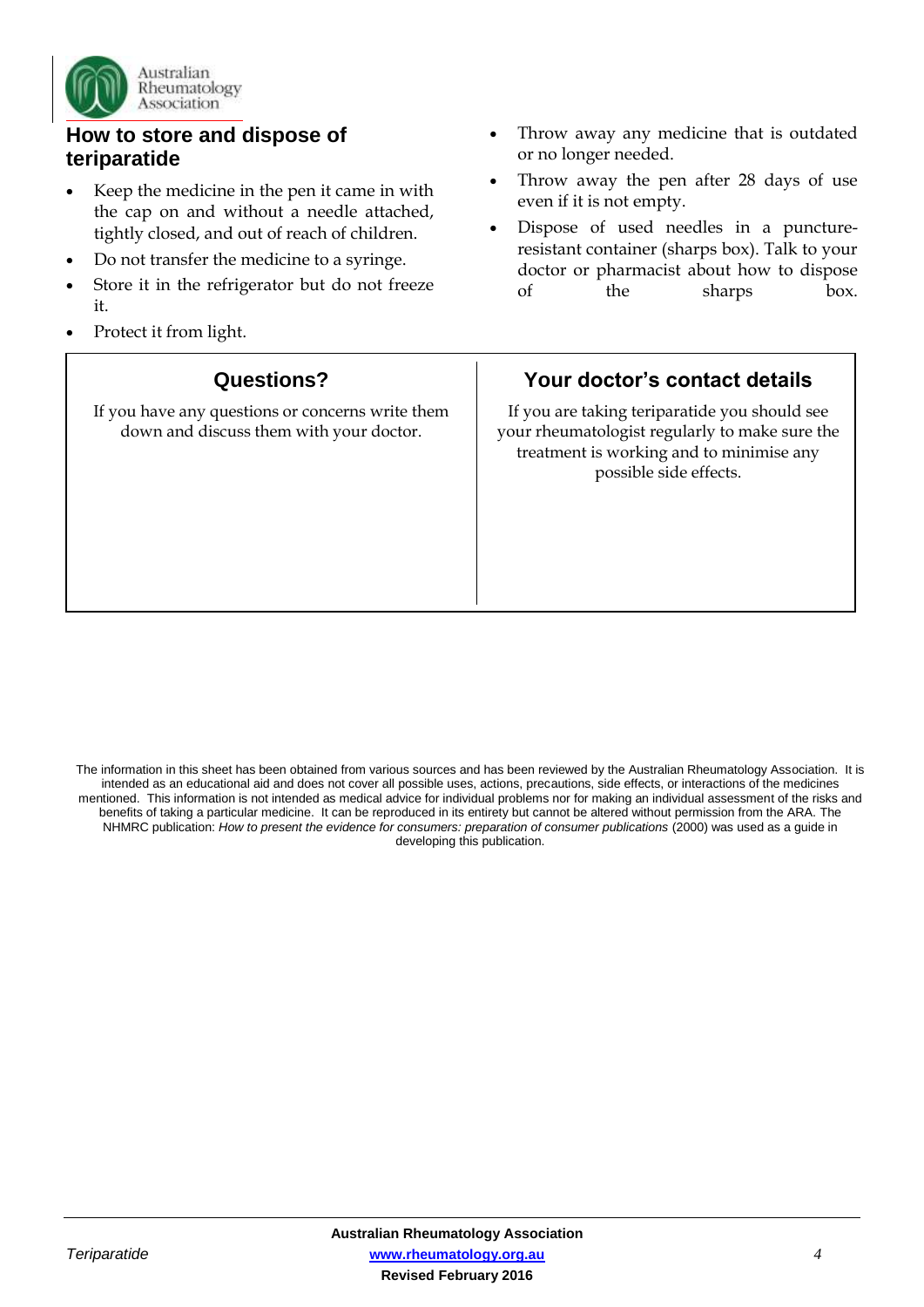## How to store and dispose of teriparatide

- Keep the medicine in the pen it came in with the cap on and without a needle attached, tightly closed, and out of reach of children.
- Do not transfer the medicine to a syringe.
- Store it in the refrigerator but do not freeze it.
- Protect it from light.
- Throw away any medicine that is outdated or no longer needed.
- Throw away the pen after 28 days of use even if it is not empty.
- Dispose of used needles in a puncture-resistant container (sharps box). Talk to your doctor or pharmacist about how to dispose of the sharps box.

| Questions? | Your doctor's contact details |
| --- | --- |
| If you have any questions or concerns write them down and discuss them with your doctor. | If you are taking teriparatide you should see your rheumatologist regularly to make sure the treatment is working and to minimise any possible side effects. |

The information in this sheet has been obtained from various sources and has been reviewed by the Australian Rheumatology Association. It is intended as an educational aid and does not cover all possible uses, actions, precautions, side effects, or interactions of the medicines mentioned. This information is not intended as medical advice for individual problems nor for making an individual assessment of the risks and benefits of taking a particular medicine. It can be reproduced in its entirety but cannot be altered without permission from the ARA. The NHMRC publication: *How to present the evidence for consumers: preparation of consumer publications* (2000) was used as a guide in developing this publication.